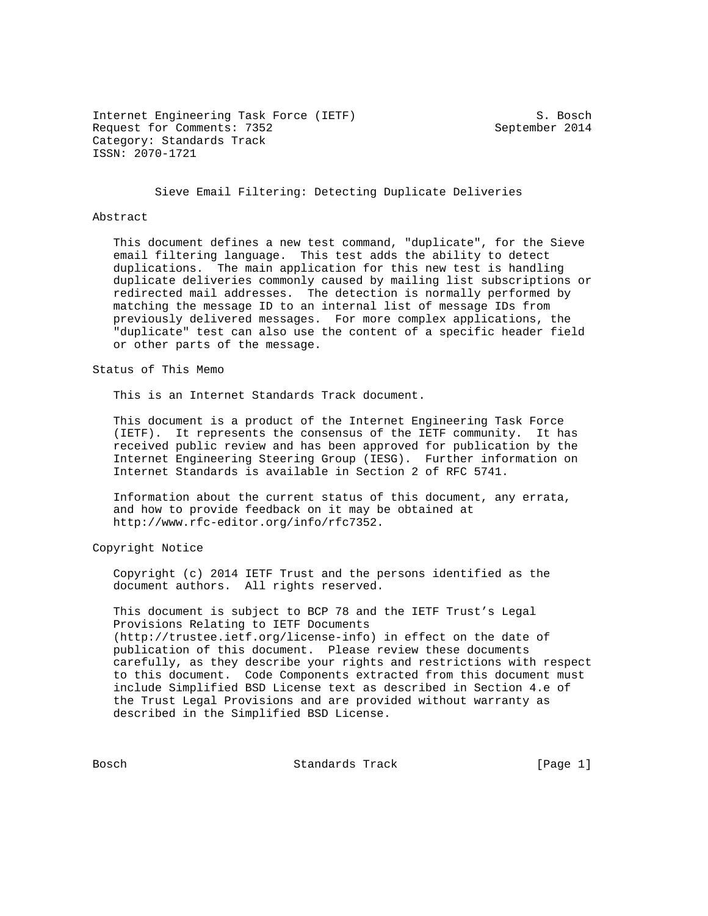Internet Engineering Task Force (IETF) S. Bosch
Request for Comments: 7352 September 2014
Category: Standards Track
ISSN: 2070-1721

# Sieve Email Filtering: Detecting Duplicate Deliveries

## Abstract

This document defines a new test command, "duplicate", for the Sieve email filtering language. This test adds the ability to detect duplications. The main application for this new test is handling duplicate deliveries commonly caused by mailing list subscriptions or redirected mail addresses. The detection is normally performed by matching the message ID to an internal list of message IDs from previously delivered messages. For more complex applications, the "duplicate" test can also use the content of a specific header field or other parts of the message.

## Status of This Memo

This is an Internet Standards Track document.

This document is a product of the Internet Engineering Task Force (IETF). It represents the consensus of the IETF community. It has received public review and has been approved for publication by the Internet Engineering Steering Group (IESG). Further information on Internet Standards is available in Section 2 of RFC 5741.

Information about the current status of this document, any errata, and how to provide feedback on it may be obtained at http://www.rfc-editor.org/info/rfc7352.

## Copyright Notice

Copyright (c) 2014 IETF Trust and the persons identified as the document authors. All rights reserved.

This document is subject to BCP 78 and the IETF Trust's Legal Provisions Relating to IETF Documents (http://trustee.ietf.org/license-info) in effect on the date of publication of this document. Please review these documents carefully, as they describe your rights and restrictions with respect to this document. Code Components extracted from this document must include Simplified BSD License text as described in Section 4.e of the Trust Legal Provisions and are provided without warranty as described in the Simplified BSD License.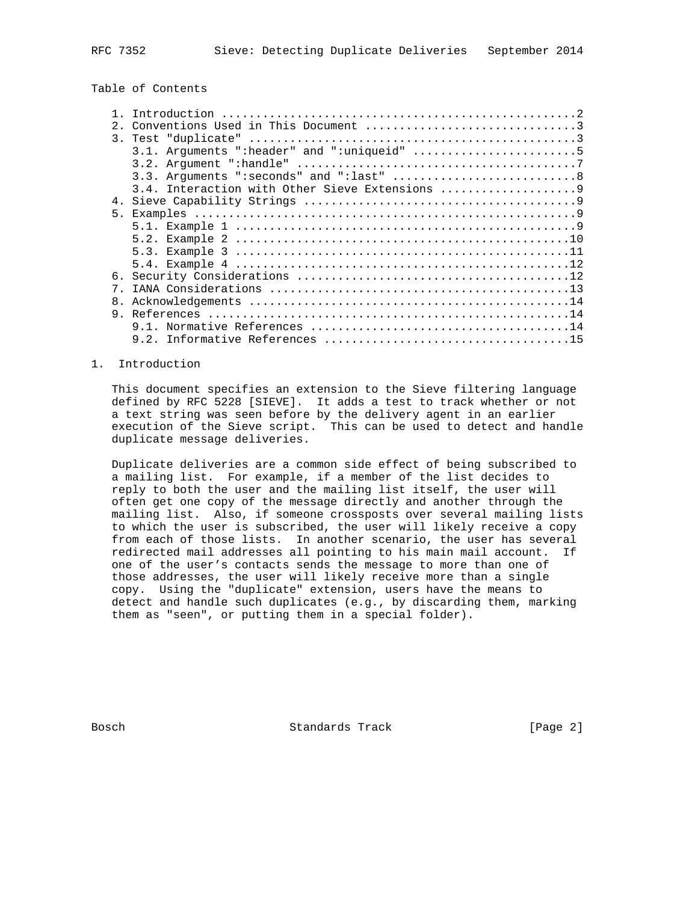Table of Contents

1. Introduction ....................................................2
2. Conventions Used in This Document ...............................3
3. Test "duplicate" ................................................3
   3.1. Arguments ":header" and ":uniqueid" ........................5
   3.2. Argument ":handle" .........................................7
   3.3. Arguments ":seconds" and ":last" ...........................8
   3.4. Interaction with Other Sieve Extensions ....................9
4. Sieve Capability Strings ........................................9
5. Examples ........................................................9
   5.1. Example 1 ..................................................9
   5.2. Example 2 .................................................10
   5.3. Example 3 .................................................11
   5.4. Example 4 .................................................12
6. Security Considerations ........................................12
7. IANA Considerations ............................................13
8. Acknowledgements ...............................................14
9. References .....................................................14
   9.1. Normative References ......................................14
   9.2. Informative References ....................................15

# 1. Introduction

This document specifies an extension to the Sieve filtering language defined by RFC 5228 [SIEVE]. It adds a test to track whether or not a text string was seen before by the delivery agent in an earlier execution of the Sieve script. This can be used to detect and handle duplicate message deliveries.

Duplicate deliveries are a common side effect of being subscribed to a mailing list. For example, if a member of the list decides to reply to both the user and the mailing list itself, the user will often get one copy of the message directly and another through the mailing list. Also, if someone crossposts over several mailing lists to which the user is subscribed, the user will likely receive a copy from each of those lists. In another scenario, the user has several redirected mail addresses all pointing to his main mail account. If one of the user's contacts sends the message to more than one of those addresses, the user will likely receive more than a single copy. Using the "duplicate" extension, users have the means to detect and handle such duplicates (e.g., by discarding them, marking them as "seen", or putting them in a special folder).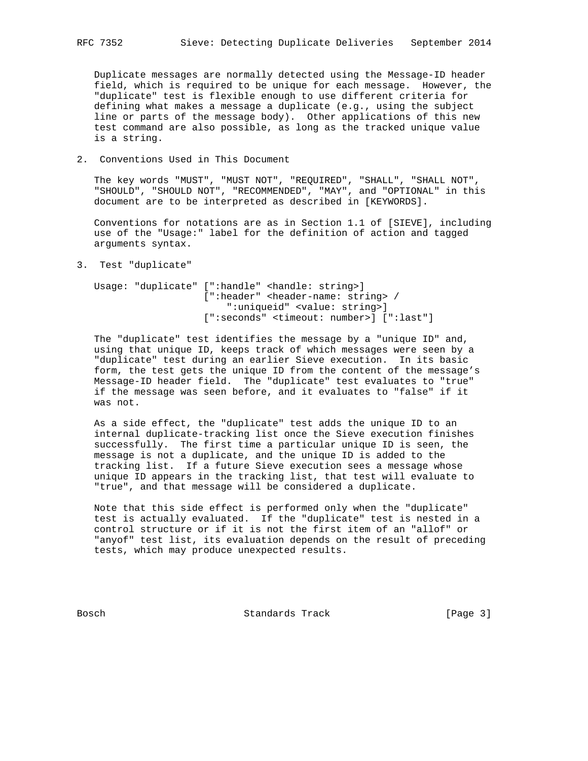Duplicate messages are normally detected using the Message-ID header field, which is required to be unique for each message. However, the "duplicate" test is flexible enough to use different criteria for defining what makes a message a duplicate (e.g., using the subject line or parts of the message body). Other applications of this new test command are also possible, as long as the tracked unique value is a string.

## 2. Conventions Used in This Document

The key words "MUST", "MUST NOT", "REQUIRED", "SHALL", "SHALL NOT", "SHOULD", "SHOULD NOT", "RECOMMENDED", "MAY", and "OPTIONAL" in this document are to be interpreted as described in [KEYWORDS].

Conventions for notations are as in Section 1.1 of [SIEVE], including use of the "Usage:" label for the definition of action and tagged arguments syntax.

## 3. Test "duplicate"

```
Usage: "duplicate" [":handle" <handle: string>]
                   [":header" <header-name: string> /
                       ":uniqueid" <value: string>]
                   [":seconds" <timeout: number>] [":last"]
```

The "duplicate" test identifies the message by a "unique ID" and, using that unique ID, keeps track of which messages were seen by a "duplicate" test during an earlier Sieve execution. In its basic form, the test gets the unique ID from the content of the message's Message-ID header field. The "duplicate" test evaluates to "true" if the message was seen before, and it evaluates to "false" if it was not.

As a side effect, the "duplicate" test adds the unique ID to an internal duplicate-tracking list once the Sieve execution finishes successfully. The first time a particular unique ID is seen, the message is not a duplicate, and the unique ID is added to the tracking list. If a future Sieve execution sees a message whose unique ID appears in the tracking list, that test will evaluate to "true", and that message will be considered a duplicate.

Note that this side effect is performed only when the "duplicate" test is actually evaluated. If the "duplicate" test is nested in a control structure or if it is not the first item of an "allof" or "anyof" test list, its evaluation depends on the result of preceding tests, which may produce unexpected results.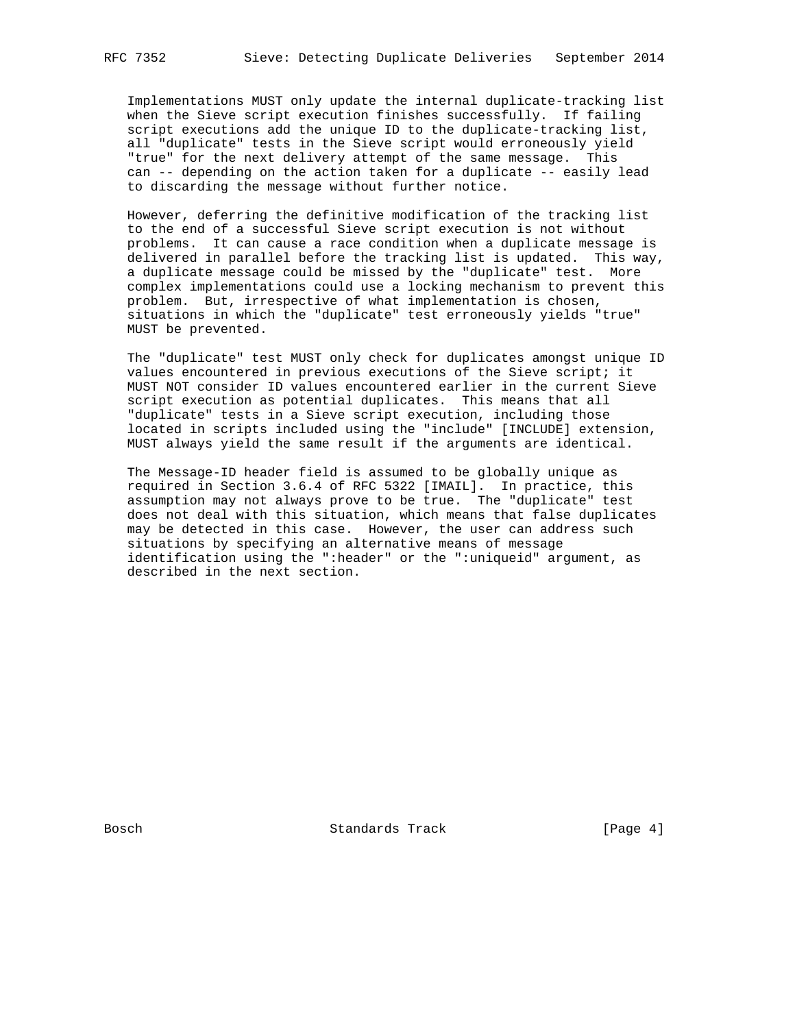Implementations MUST only update the internal duplicate-tracking list when the Sieve script execution finishes successfully. If failing script executions add the unique ID to the duplicate-tracking list, all "duplicate" tests in the Sieve script would erroneously yield "true" for the next delivery attempt of the same message. This can -- depending on the action taken for a duplicate -- easily lead to discarding the message without further notice.

However, deferring the definitive modification of the tracking list to the end of a successful Sieve script execution is not without problems. It can cause a race condition when a duplicate message is delivered in parallel before the tracking list is updated. This way, a duplicate message could be missed by the "duplicate" test. More complex implementations could use a locking mechanism to prevent this problem. But, irrespective of what implementation is chosen, situations in which the "duplicate" test erroneously yields "true" MUST be prevented.

The "duplicate" test MUST only check for duplicates amongst unique ID values encountered in previous executions of the Sieve script; it MUST NOT consider ID values encountered earlier in the current Sieve script execution as potential duplicates. This means that all "duplicate" tests in a Sieve script execution, including those located in scripts included using the "include" [INCLUDE] extension, MUST always yield the same result if the arguments are identical.

The Message-ID header field is assumed to be globally unique as required in Section 3.6.4 of RFC 5322 [IMAIL]. In practice, this assumption may not always prove to be true. The "duplicate" test does not deal with this situation, which means that false duplicates may be detected in this case. However, the user can address such situations by specifying an alternative means of message identification using the ":header" or the ":uniqueid" argument, as described in the next section.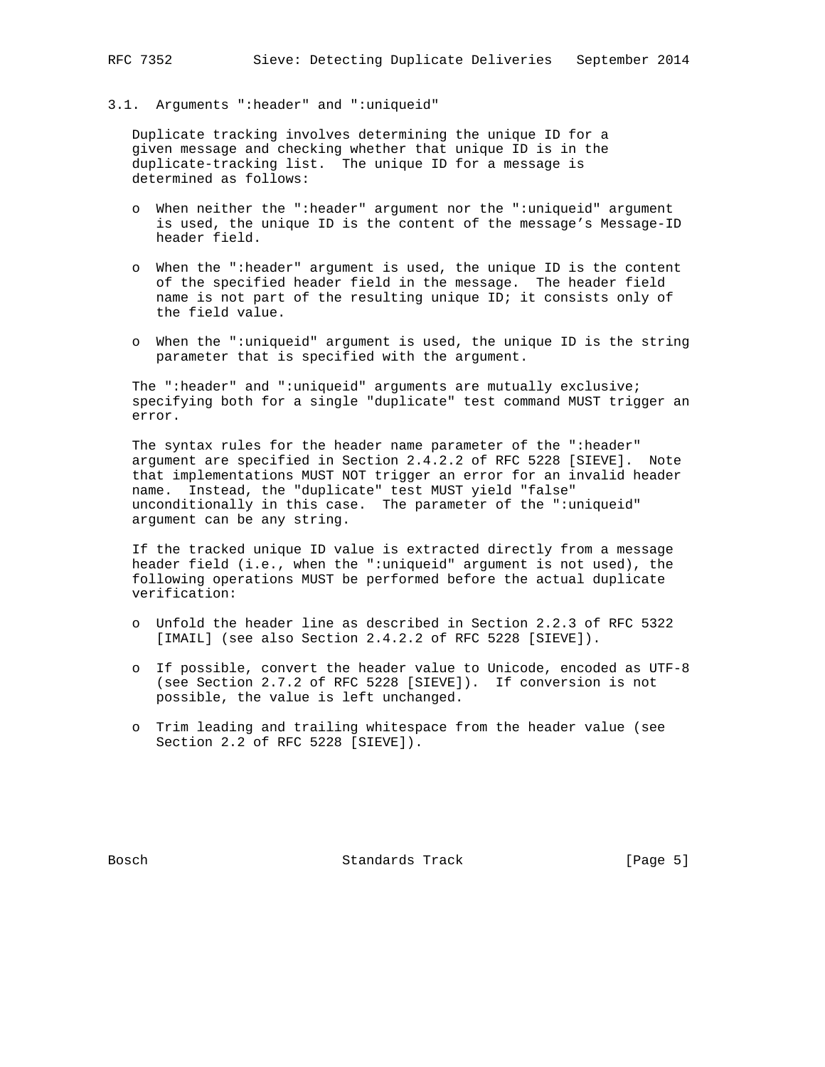### 3.1. Arguments ":header" and ":uniqueid"

Duplicate tracking involves determining the unique ID for a given message and checking whether that unique ID is in the duplicate-tracking list. The unique ID for a message is determined as follows:

- When neither the ":header" argument nor the ":uniqueid" argument is used, the unique ID is the content of the message's Message-ID header field.
- When the ":header" argument is used, the unique ID is the content of the specified header field in the message. The header field name is not part of the resulting unique ID; it consists only of the field value.
- When the ":uniqueid" argument is used, the unique ID is the string parameter that is specified with the argument.

The ":header" and ":uniqueid" arguments are mutually exclusive; specifying both for a single "duplicate" test command MUST trigger an error.

The syntax rules for the header name parameter of the ":header" argument are specified in Section 2.4.2.2 of RFC 5228 [SIEVE]. Note that implementations MUST NOT trigger an error for an invalid header name. Instead, the "duplicate" test MUST yield "false" unconditionally in this case. The parameter of the ":uniqueid" argument can be any string.

If the tracked unique ID value is extracted directly from a message header field (i.e., when the ":uniqueid" argument is not used), the following operations MUST be performed before the actual duplicate verification:

- Unfold the header line as described in Section 2.2.3 of RFC 5322 [IMAIL] (see also Section 2.4.2.2 of RFC 5228 [SIEVE]).
- If possible, convert the header value to Unicode, encoded as UTF-8 (see Section 2.7.2 of RFC 5228 [SIEVE]). If conversion is not possible, the value is left unchanged.
- Trim leading and trailing whitespace from the header value (see Section 2.2 of RFC 5228 [SIEVE]).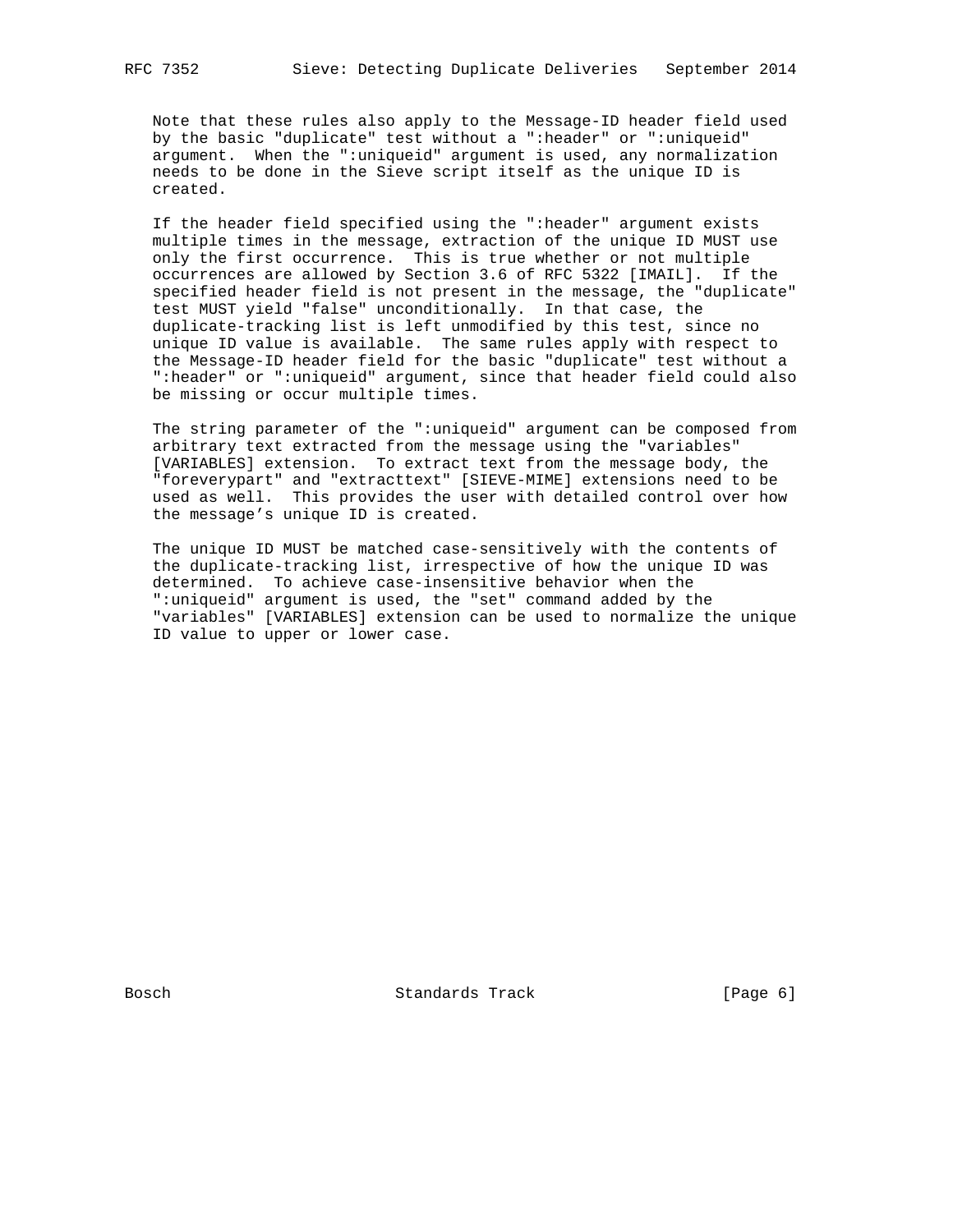Note that these rules also apply to the Message-ID header field used by the basic "duplicate" test without a ":header" or ":uniqueid" argument. When the ":uniqueid" argument is used, any normalization needs to be done in the Sieve script itself as the unique ID is created.

If the header field specified using the ":header" argument exists multiple times in the message, extraction of the unique ID MUST use only the first occurrence. This is true whether or not multiple occurrences are allowed by Section 3.6 of RFC 5322 [IMAIL]. If the specified header field is not present in the message, the "duplicate" test MUST yield "false" unconditionally. In that case, the duplicate-tracking list is left unmodified by this test, since no unique ID value is available. The same rules apply with respect to the Message-ID header field for the basic "duplicate" test without a ":header" or ":uniqueid" argument, since that header field could also be missing or occur multiple times.

The string parameter of the ":uniqueid" argument can be composed from arbitrary text extracted from the message using the "variables" [VARIABLES] extension. To extract text from the message body, the "foreverypart" and "extracttext" [SIEVE-MIME] extensions need to be used as well. This provides the user with detailed control over how the message's unique ID is created.

The unique ID MUST be matched case-sensitively with the contents of the duplicate-tracking list, irrespective of how the unique ID was determined. To achieve case-insensitive behavior when the ":uniqueid" argument is used, the "set" command added by the "variables" [VARIABLES] extension can be used to normalize the unique ID value to upper or lower case.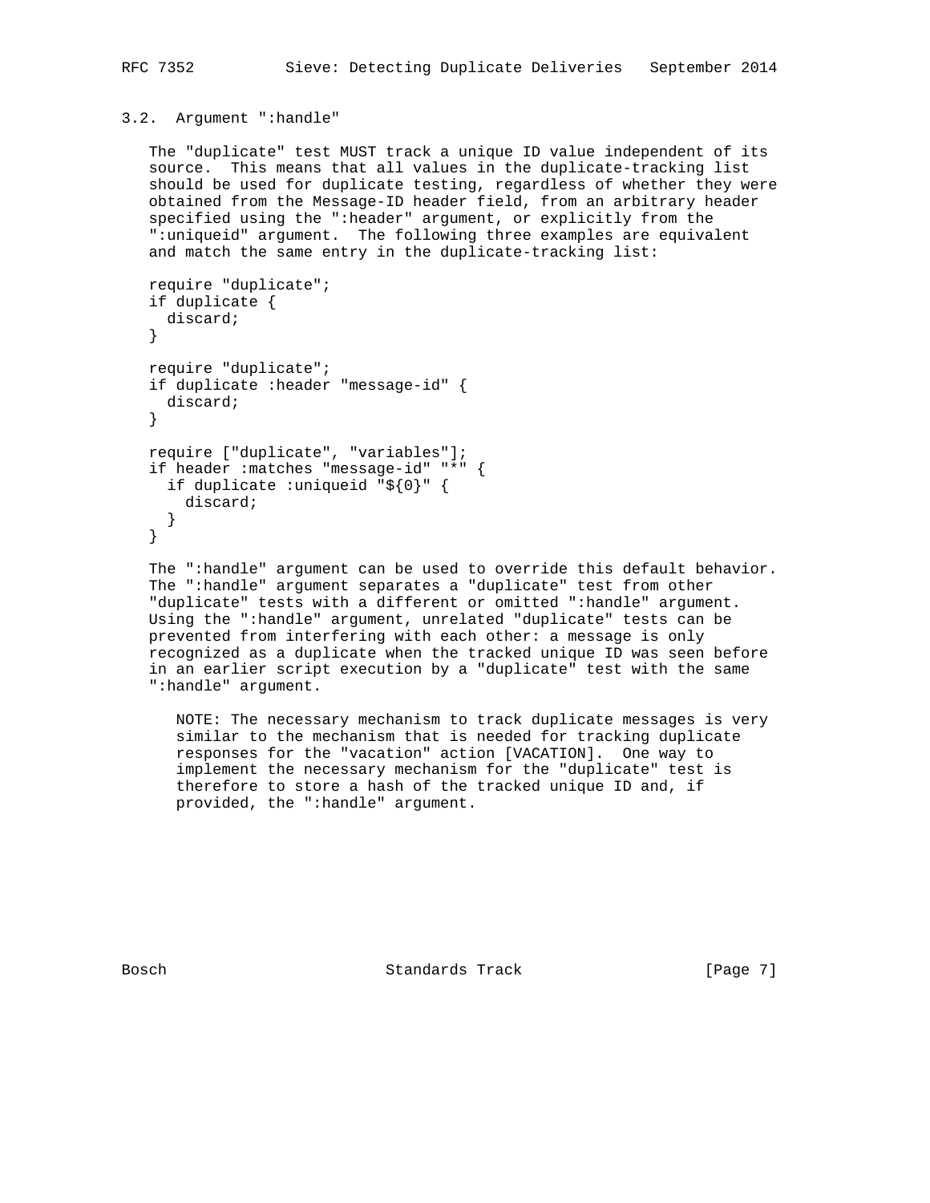### 3.2. Argument ":handle"

The "duplicate" test MUST track a unique ID value independent of its source. This means that all values in the duplicate-tracking list should be used for duplicate testing, regardless of whether they were obtained from the Message-ID header field, from an arbitrary header specified using the ":header" argument, or explicitly from the ":uniqueid" argument. The following three examples are equivalent and match the same entry in the duplicate-tracking list:

```
require "duplicate";
if duplicate {
  discard;
}

require "duplicate";
if duplicate :header "message-id" {
  discard;
}

require ["duplicate", "variables"];
if header :matches "message-id" "*" {
  if duplicate :uniqueid "${0}" {
    discard;
  }
}
```

The ":handle" argument can be used to override this default behavior. The ":handle" argument separates a "duplicate" test from other "duplicate" tests with a different or omitted ":handle" argument. Using the ":handle" argument, unrelated "duplicate" tests can be prevented from interfering with each other: a message is only recognized as a duplicate when the tracked unique ID was seen before in an earlier script execution by a "duplicate" test with the same ":handle" argument.

> NOTE: The necessary mechanism to track duplicate messages is very similar to the mechanism that is needed for tracking duplicate responses for the "vacation" action [VACATION]. One way to implement the necessary mechanism for the "duplicate" test is therefore to store a hash of the tracked unique ID and, if provided, the ":handle" argument.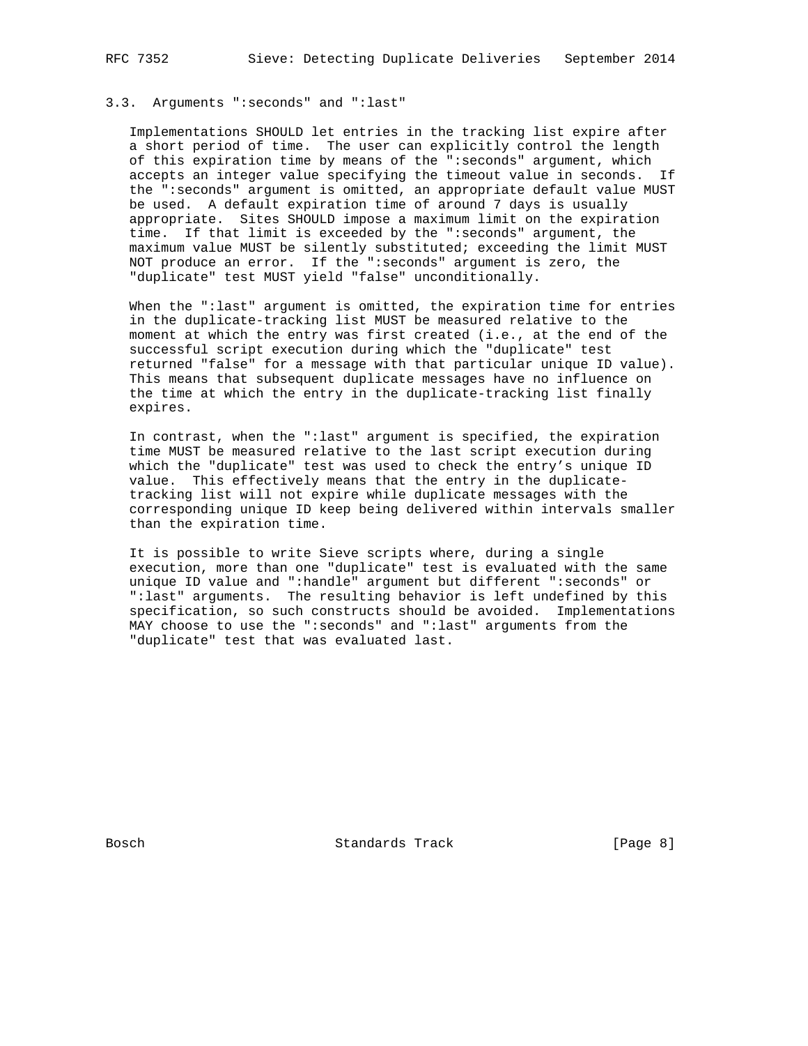### 3.3. Arguments ":seconds" and ":last"

Implementations SHOULD let entries in the tracking list expire after a short period of time. The user can explicitly control the length of this expiration time by means of the ":seconds" argument, which accepts an integer value specifying the timeout value in seconds. If the ":seconds" argument is omitted, an appropriate default value MUST be used. A default expiration time of around 7 days is usually appropriate. Sites SHOULD impose a maximum limit on the expiration time. If that limit is exceeded by the ":seconds" argument, the maximum value MUST be silently substituted; exceeding the limit MUST NOT produce an error. If the ":seconds" argument is zero, the "duplicate" test MUST yield "false" unconditionally.

When the ":last" argument is omitted, the expiration time for entries in the duplicate-tracking list MUST be measured relative to the moment at which the entry was first created (i.e., at the end of the successful script execution during which the "duplicate" test returned "false" for a message with that particular unique ID value). This means that subsequent duplicate messages have no influence on the time at which the entry in the duplicate-tracking list finally expires.

In contrast, when the ":last" argument is specified, the expiration time MUST be measured relative to the last script execution during which the "duplicate" test was used to check the entry's unique ID value. This effectively means that the entry in the duplicate-tracking list will not expire while duplicate messages with the corresponding unique ID keep being delivered within intervals smaller than the expiration time.

It is possible to write Sieve scripts where, during a single execution, more than one "duplicate" test is evaluated with the same unique ID value and ":handle" argument but different ":seconds" or ":last" arguments. The resulting behavior is left undefined by this specification, so such constructs should be avoided. Implementations MAY choose to use the ":seconds" and ":last" arguments from the "duplicate" test that was evaluated last.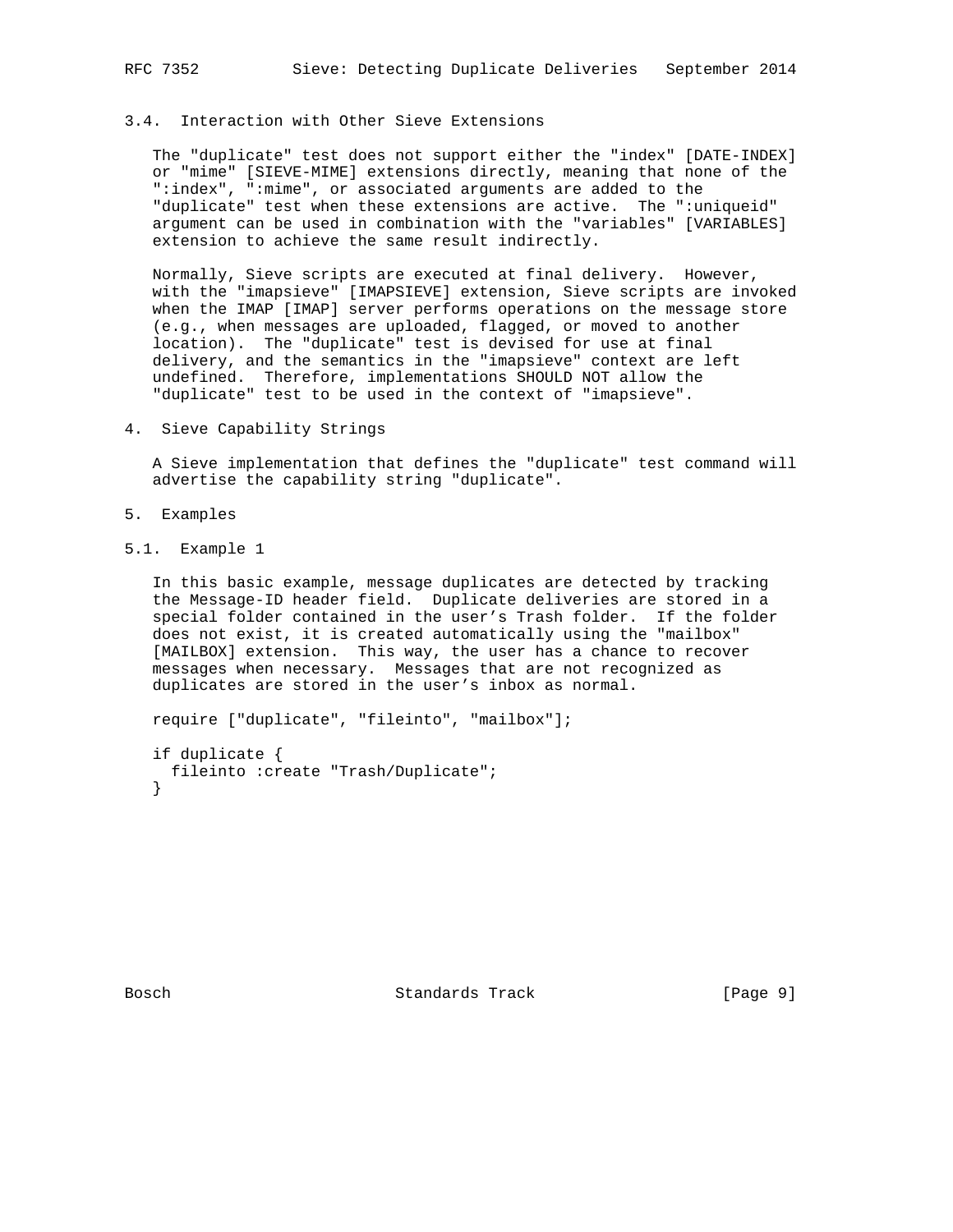### 3.4. Interaction with Other Sieve Extensions

The "duplicate" test does not support either the "index" [DATE-INDEX] or "mime" [SIEVE-MIME] extensions directly, meaning that none of the ":index", ":mime", or associated arguments are added to the "duplicate" test when these extensions are active. The ":uniqueid" argument can be used in combination with the "variables" [VARIABLES] extension to achieve the same result indirectly.

Normally, Sieve scripts are executed at final delivery. However, with the "imapsieve" [IMAPSIEVE] extension, Sieve scripts are invoked when the IMAP [IMAP] server performs operations on the message store (e.g., when messages are uploaded, flagged, or moved to another location). The "duplicate" test is devised for use at final delivery, and the semantics in the "imapsieve" context are left undefined. Therefore, implementations SHOULD NOT allow the "duplicate" test to be used in the context of "imapsieve".

## 4. Sieve Capability Strings

A Sieve implementation that defines the "duplicate" test command will advertise the capability string "duplicate".

## 5. Examples

### 5.1. Example 1

In this basic example, message duplicates are detected by tracking the Message-ID header field. Duplicate deliveries are stored in a special folder contained in the user's Trash folder. If the folder does not exist, it is created automatically using the "mailbox" [MAILBOX] extension. This way, the user has a chance to recover messages when necessary. Messages that are not recognized as duplicates are stored in the user's inbox as normal.

```
require ["duplicate", "fileinto", "mailbox"];

if duplicate {
  fileinto :create "Trash/Duplicate";
}
```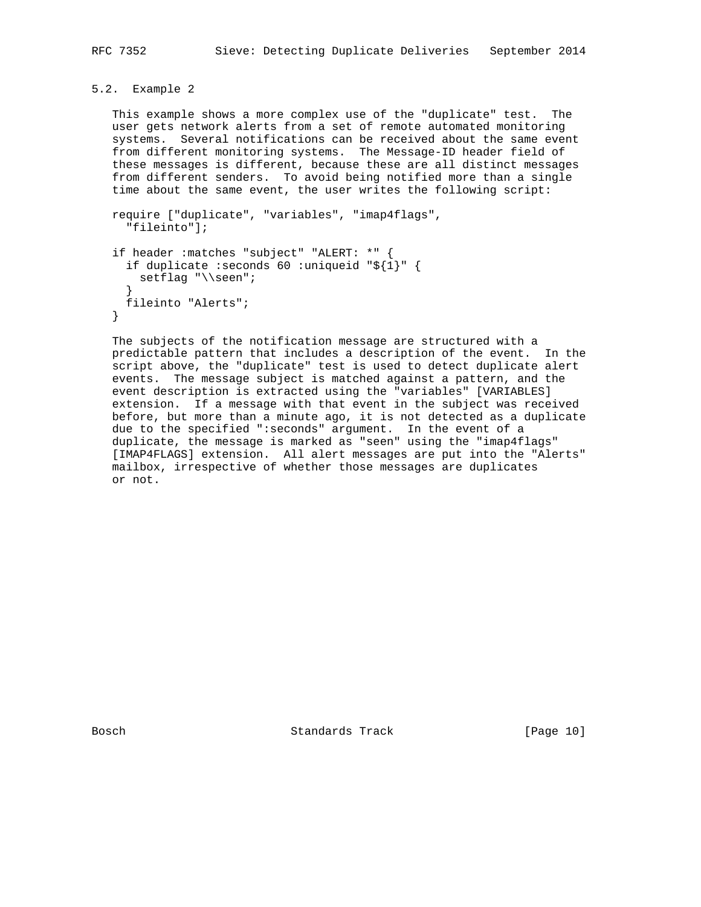### 5.2. Example 2

This example shows a more complex use of the "duplicate" test. The user gets network alerts from a set of remote automated monitoring systems. Several notifications can be received about the same event from different monitoring systems. The Message-ID header field of these messages is different, because these are all distinct messages from different senders. To avoid being notified more than a single time about the same event, the user writes the following script:

```
require ["duplicate", "variables", "imap4flags",
  "fileinto"];

if header :matches "subject" "ALERT: *" {
  if duplicate :seconds 60 :uniqueid "${1}" {
    setflag "\\seen";
  }
  fileinto "Alerts";
}
```

The subjects of the notification message are structured with a predictable pattern that includes a description of the event. In the script above, the "duplicate" test is used to detect duplicate alert events. The message subject is matched against a pattern, and the event description is extracted using the "variables" [VARIABLES] extension. If a message with that event in the subject was received before, but more than a minute ago, it is not detected as a duplicate due to the specified ":seconds" argument. In the event of a duplicate, the message is marked as "seen" using the "imap4flags" [IMAP4FLAGS] extension. All alert messages are put into the "Alerts" mailbox, irrespective of whether those messages are duplicates or not.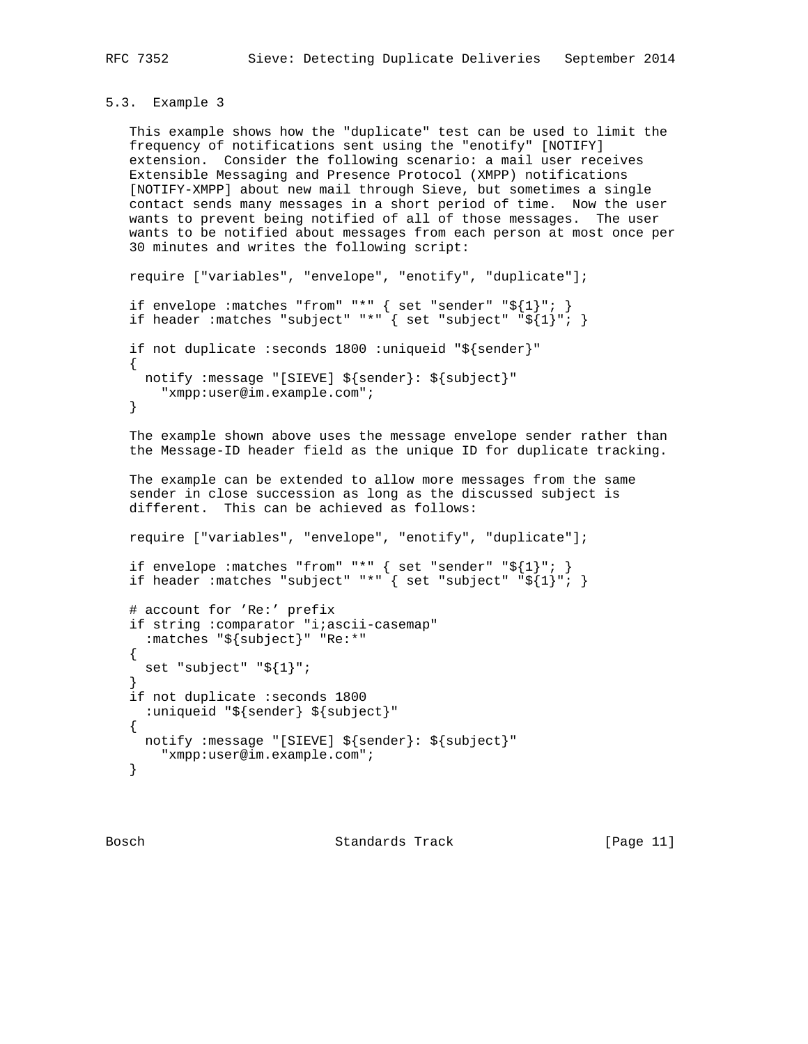### 5.3. Example 3

This example shows how the "duplicate" test can be used to limit the frequency of notifications sent using the "enotify" [NOTIFY] extension. Consider the following scenario: a mail user receives Extensible Messaging and Presence Protocol (XMPP) notifications [NOTIFY-XMPP] about new mail through Sieve, but sometimes a single contact sends many messages in a short period of time. Now the user wants to prevent being notified of all of those messages. The user wants to be notified about messages from each person at most once per 30 minutes and writes the following script:

```
require ["variables", "envelope", "enotify", "duplicate"];

if envelope :matches "from" "*" { set "sender" "${1}"; }
if header :matches "subject" "*" { set "subject" "${1}"; }

if not duplicate :seconds 1800 :uniqueid "${sender}"
{
  notify :message "[SIEVE] ${sender}: ${subject}"
    "xmpp:user@im.example.com";
}
```

The example shown above uses the message envelope sender rather than the Message-ID header field as the unique ID for duplicate tracking.

The example can be extended to allow more messages from the same sender in close succession as long as the discussed subject is different. This can be achieved as follows:

```
require ["variables", "envelope", "enotify", "duplicate"];

if envelope :matches "from" "*" { set "sender" "${1}"; }
if header :matches "subject" "*" { set "subject" "${1}"; }

# account for 'Re:' prefix
if string :comparator "i;ascii-casemap"
  :matches "${subject}" "Re:*"
{
  set "subject" "${1}";
}
if not duplicate :seconds 1800
  :uniqueid "${sender} ${subject}"
{
  notify :message "[SIEVE] ${sender}: ${subject}"
    "xmpp:user@im.example.com";
}
```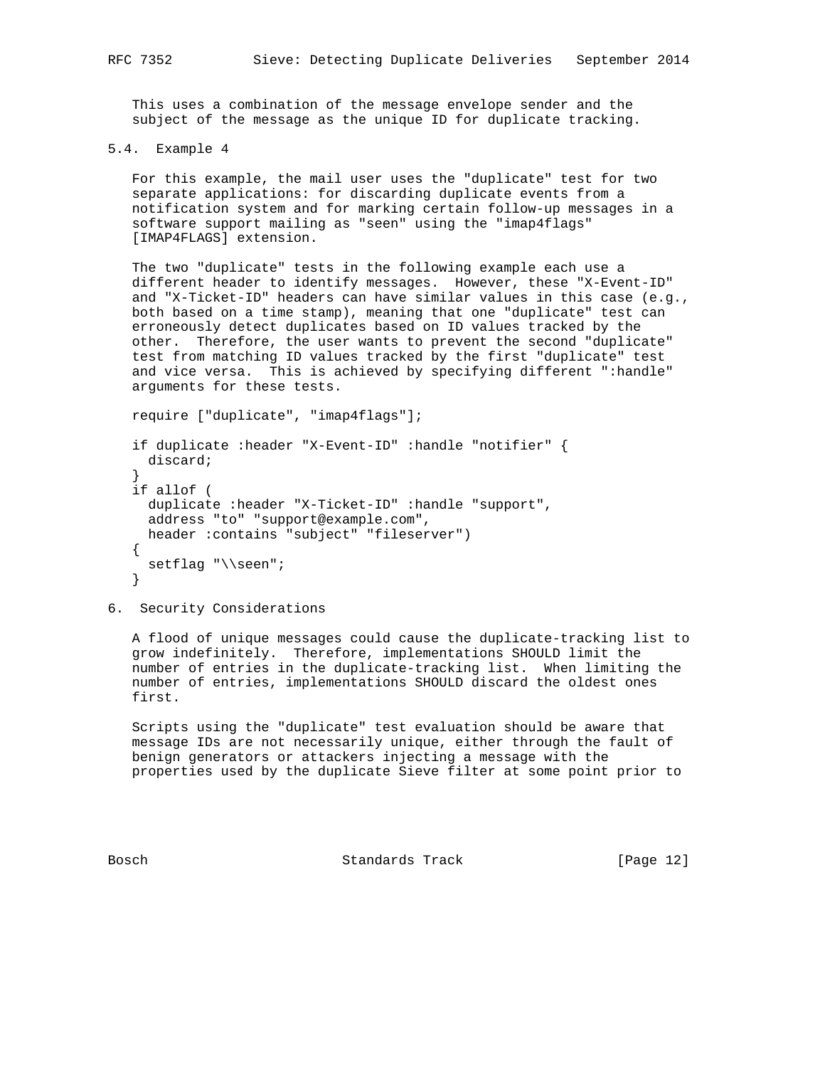This uses a combination of the message envelope sender and the subject of the message as the unique ID for duplicate tracking.

### 5.4. Example 4

For this example, the mail user uses the "duplicate" test for two separate applications: for discarding duplicate events from a notification system and for marking certain follow-up messages in a software support mailing as "seen" using the "imap4flags" [IMAP4FLAGS] extension.

The two "duplicate" tests in the following example each use a different header to identify messages. However, these "X-Event-ID" and "X-Ticket-ID" headers can have similar values in this case (e.g., both based on a time stamp), meaning that one "duplicate" test can erroneously detect duplicates based on ID values tracked by the other. Therefore, the user wants to prevent the second "duplicate" test from matching ID values tracked by the first "duplicate" test and vice versa. This is achieved by specifying different ":handle" arguments for these tests.

```
require ["duplicate", "imap4flags"];

if duplicate :header "X-Event-ID" :handle "notifier" {
  discard;
}
if allof (
  duplicate :header "X-Ticket-ID" :handle "support",
  address "to" "support@example.com",
  header :contains "subject" "fileserver")
{
  setflag "\\seen";
}
```

## 6. Security Considerations

A flood of unique messages could cause the duplicate-tracking list to grow indefinitely. Therefore, implementations SHOULD limit the number of entries in the duplicate-tracking list. When limiting the number of entries, implementations SHOULD discard the oldest ones first.

Scripts using the "duplicate" test evaluation should be aware that message IDs are not necessarily unique, either through the fault of benign generators or attackers injecting a message with the properties used by the duplicate Sieve filter at some point prior to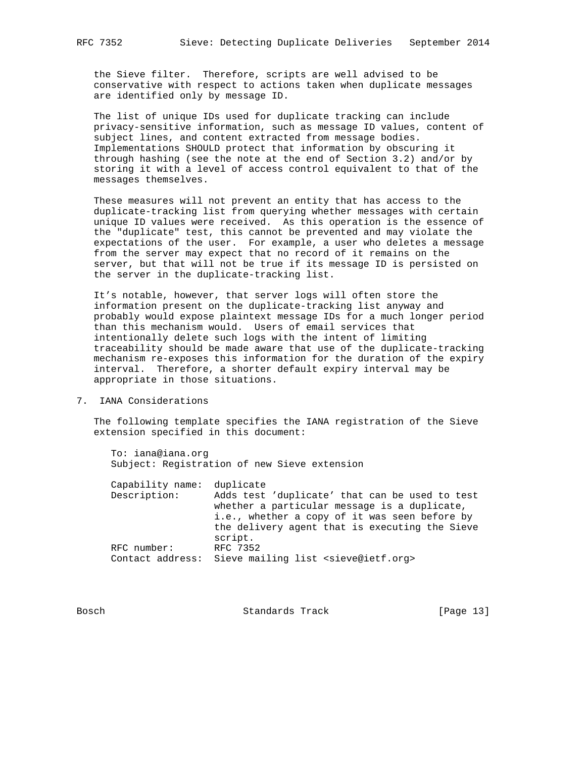the Sieve filter. Therefore, scripts are well advised to be conservative with respect to actions taken when duplicate messages are identified only by message ID.

The list of unique IDs used for duplicate tracking can include privacy-sensitive information, such as message ID values, content of subject lines, and content extracted from message bodies. Implementations SHOULD protect that information by obscuring it through hashing (see the note at the end of Section 3.2) and/or by storing it with a level of access control equivalent to that of the messages themselves.

These measures will not prevent an entity that has access to the duplicate-tracking list from querying whether messages with certain unique ID values were received. As this operation is the essence of the "duplicate" test, this cannot be prevented and may violate the expectations of the user. For example, a user who deletes a message from the server may expect that no record of it remains on the server, but that will not be true if its message ID is persisted on the server in the duplicate-tracking list.

It's notable, however, that server logs will often store the information present on the duplicate-tracking list anyway and probably would expose plaintext message IDs for a much longer period than this mechanism would. Users of email services that intentionally delete such logs with the intent of limiting traceability should be made aware that use of the duplicate-tracking mechanism re-exposes this information for the duration of the expiry interval. Therefore, a shorter default expiry interval may be appropriate in those situations.

## 7. IANA Considerations

The following template specifies the IANA registration of the Sieve extension specified in this document:

```
To: iana@iana.org
Subject: Registration of new Sieve extension

Capability name:  duplicate
Description:      Adds test 'duplicate' that can be used to test
                  whether a particular message is a duplicate,
                  i.e., whether a copy of it was seen before by
                  the delivery agent that is executing the Sieve
                  script.
RFC number:       RFC 7352
Contact address:  Sieve mailing list <sieve@ietf.org>
```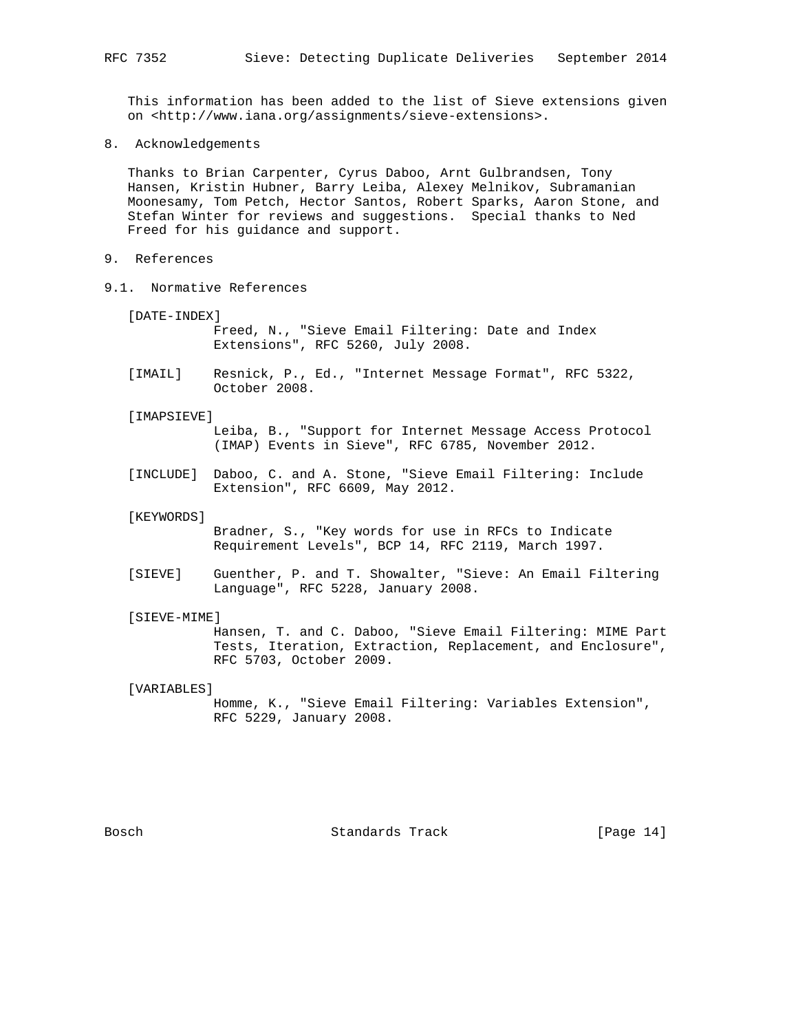This information has been added to the list of Sieve extensions given on <http://www.iana.org/assignments/sieve-extensions>.

## 8. Acknowledgements

Thanks to Brian Carpenter, Cyrus Daboo, Arnt Gulbrandsen, Tony Hansen, Kristin Hubner, Barry Leiba, Alexey Melnikov, Subramanian Moonesamy, Tom Petch, Hector Santos, Robert Sparks, Aaron Stone, and Stefan Winter for reviews and suggestions. Special thanks to Ned Freed for his guidance and support.

## 9. References

### 9.1. Normative References

[DATE-INDEX]
Freed, N., "Sieve Email Filtering: Date and Index Extensions", RFC 5260, July 2008.

[IMAIL]
Resnick, P., Ed., "Internet Message Format", RFC 5322, October 2008.

[IMAPSIEVE]
Leiba, B., "Support for Internet Message Access Protocol (IMAP) Events in Sieve", RFC 6785, November 2012.

[INCLUDE]
Daboo, C. and A. Stone, "Sieve Email Filtering: Include Extension", RFC 6609, May 2012.

[KEYWORDS]
Bradner, S., "Key words for use in RFCs to Indicate Requirement Levels", BCP 14, RFC 2119, March 1997.

[SIEVE]
Guenther, P. and T. Showalter, "Sieve: An Email Filtering Language", RFC 5228, January 2008.

[SIEVE-MIME]
Hansen, T. and C. Daboo, "Sieve Email Filtering: MIME Part Tests, Iteration, Extraction, Replacement, and Enclosure", RFC 5703, October 2009.

[VARIABLES]
Homme, K., "Sieve Email Filtering: Variables Extension", RFC 5229, January 2008.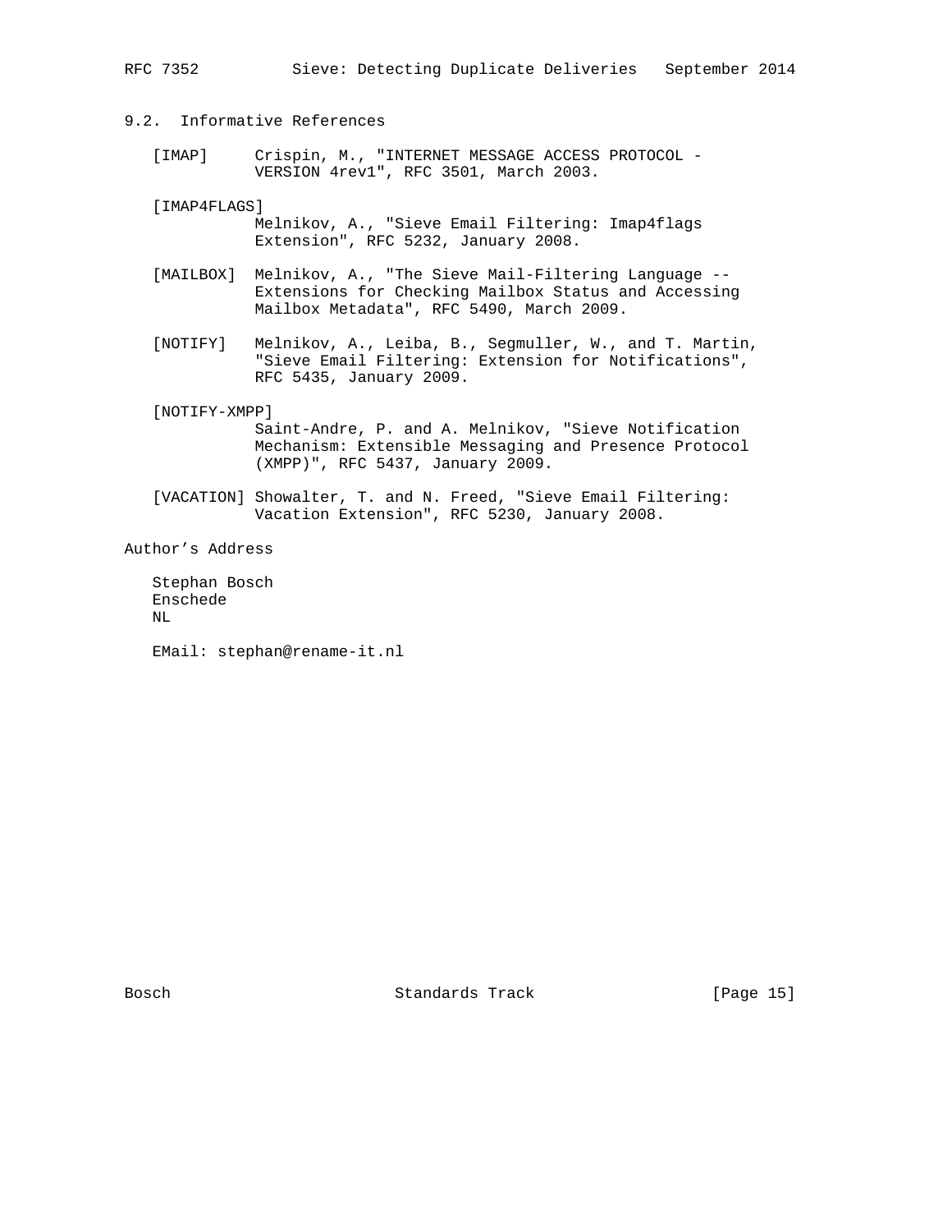### 9.2. Informative References

[IMAP] Crispin, M., "INTERNET MESSAGE ACCESS PROTOCOL - VERSION 4rev1", RFC 3501, March 2003.

[IMAP4FLAGS] Melnikov, A., "Sieve Email Filtering: Imap4flags Extension", RFC 5232, January 2008.

[MAILBOX] Melnikov, A., "The Sieve Mail-Filtering Language -- Extensions for Checking Mailbox Status and Accessing Mailbox Metadata", RFC 5490, March 2009.

[NOTIFY] Melnikov, A., Leiba, B., Segmuller, W., and T. Martin, "Sieve Email Filtering: Extension for Notifications", RFC 5435, January 2009.

[NOTIFY-XMPP] Saint-Andre, P. and A. Melnikov, "Sieve Notification Mechanism: Extensible Messaging and Presence Protocol (XMPP)", RFC 5437, January 2009.

[VACATION] Showalter, T. and N. Freed, "Sieve Email Filtering: Vacation Extension", RFC 5230, January 2008.

## Author's Address

Stephan Bosch
Enschede
NL

EMail: stephan@rename-it.nl